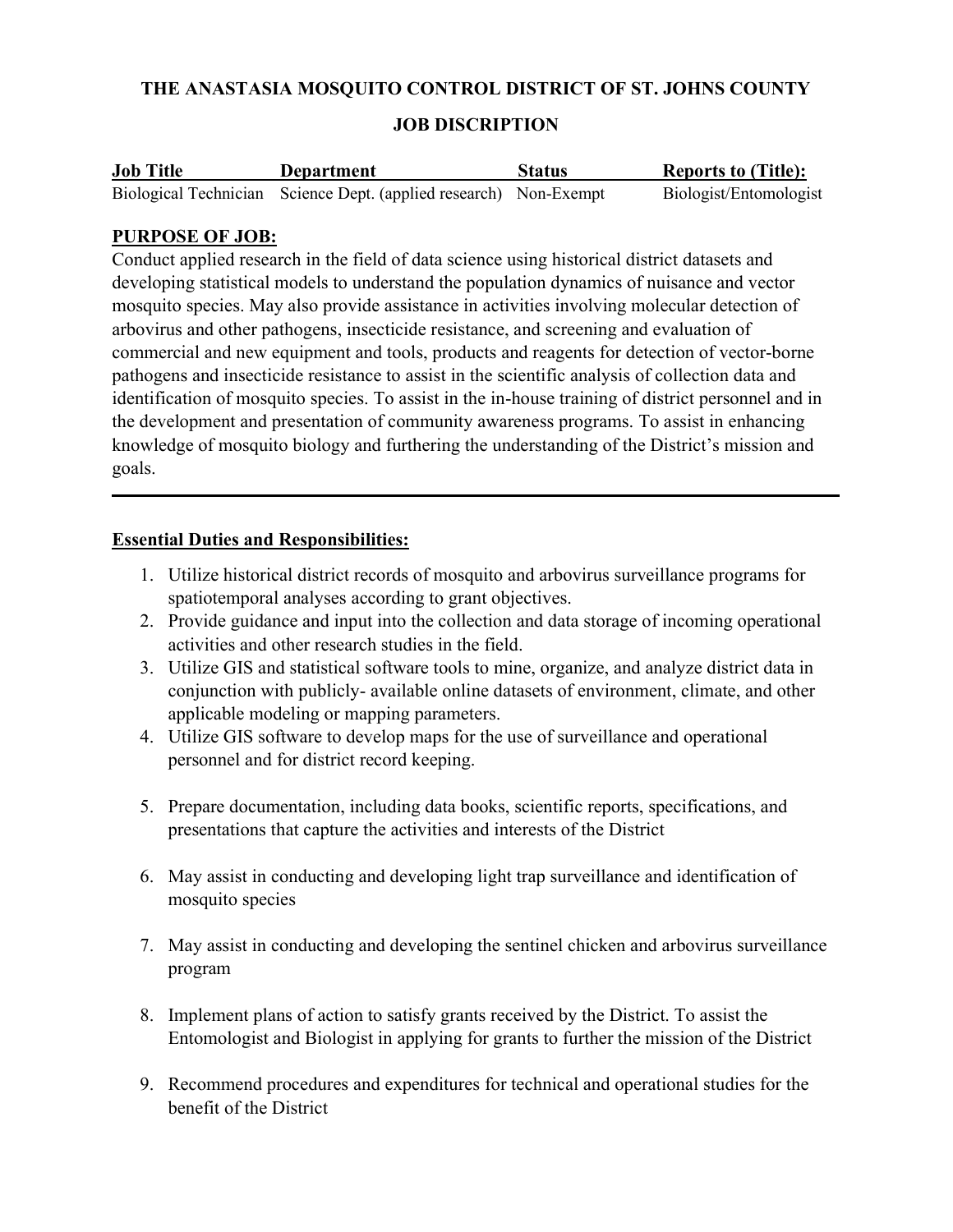# THE ANASTASIA MOSQUITO CONTROL DISTRICT OF ST. JOHNS COUNTY

## JOB DISCRIPTION

| Job Title | Department | Status | Reports to (Title): |
| --- | --- | --- | --- |
| Biological Technician | Science Dept. (applied research) | Non-Exempt | Biologist/Entomologist |

**PURPOSE OF JOB:**

Conduct applied research in the field of data science using historical district datasets and developing statistical models to understand the population dynamics of nuisance and vector mosquito species. May also provide assistance in activities involving molecular detection of arbovirus and other pathogens, insecticide resistance, and screening and evaluation of commercial and new equipment and tools, products and reagents for detection of vector-borne pathogens and insecticide resistance to assist in the scientific analysis of collection data and identification of mosquito species. To assist in the in-house training of district personnel and in the development and presentation of community awareness programs. To assist in enhancing knowledge of mosquito biology and furthering the understanding of the District's mission and goals.

---

**Essential Duties and Responsibilities:**

1. Utilize historical district records of mosquito and arbovirus surveillance programs for spatiotemporal analyses according to grant objectives.
2. Provide guidance and input into the collection and data storage of incoming operational activities and other research studies in the field.
3. Utilize GIS and statistical software tools to mine, organize, and analyze district data in conjunction with publicly- available online datasets of environment, climate, and other applicable modeling or mapping parameters.
4. Utilize GIS software to develop maps for the use of surveillance and operational personnel and for district record keeping.
5. Prepare documentation, including data books, scientific reports, specifications, and presentations that capture the activities and interests of the District
6. May assist in conducting and developing light trap surveillance and identification of mosquito species
7. May assist in conducting and developing the sentinel chicken and arbovirus surveillance program
8. Implement plans of action to satisfy grants received by the District. To assist the Entomologist and Biologist in applying for grants to further the mission of the District
9. Recommend procedures and expenditures for technical and operational studies for the benefit of the District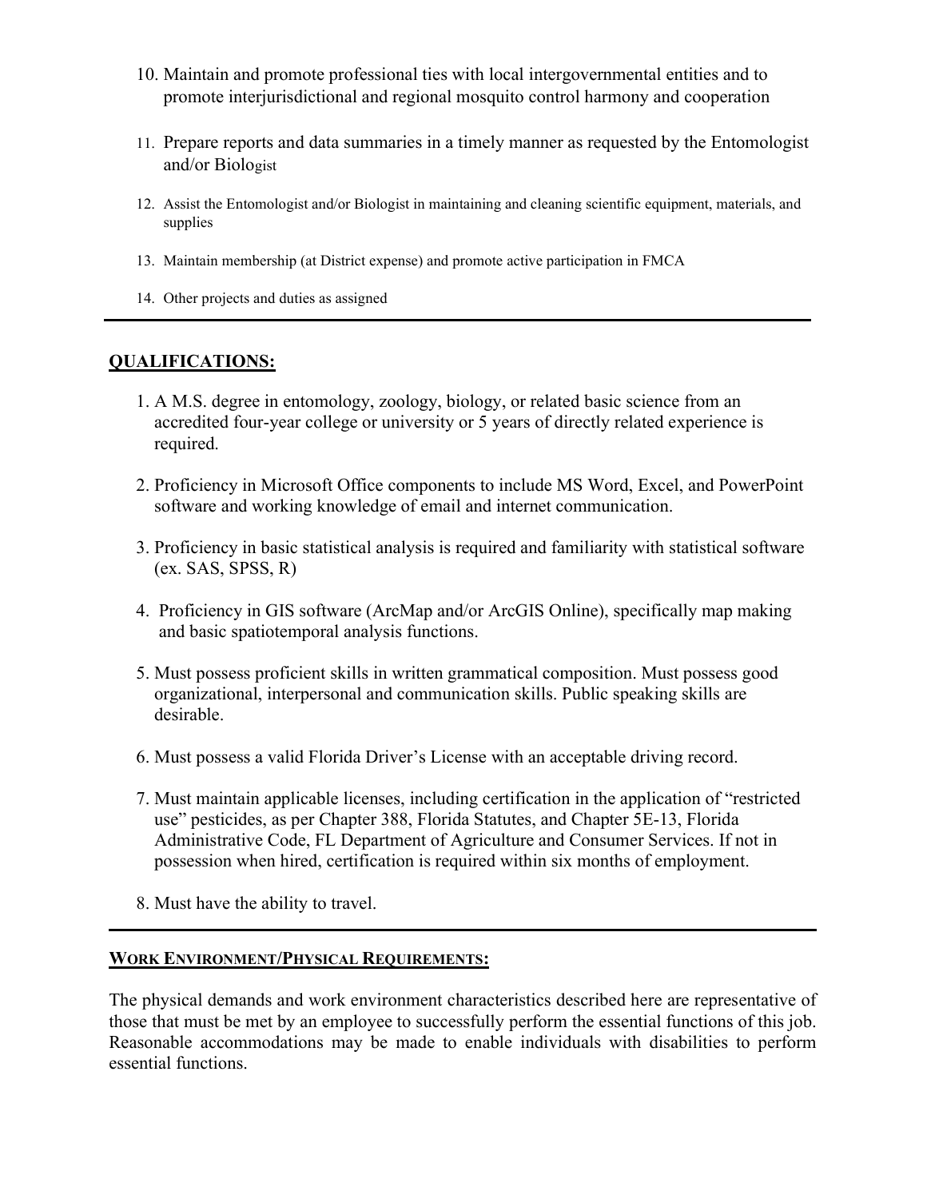10. Maintain and promote professional ties with local intergovernmental entities and to promote interjurisdictional and regional mosquito control harmony and cooperation

11. Prepare reports and data summaries in a timely manner as requested by the Entomologist and/or Biologist

12. Assist the Entomologist and/or Biologist in maintaining and cleaning scientific equipment, materials, and supplies

13. Maintain membership (at District expense) and promote active participation in FMCA

14. Other projects and duties as assigned

---

## QUALIFICATIONS:

1. A M.S. degree in entomology, zoology, biology, or related basic science from an accredited four-year college or university or 5 years of directly related experience is required.

2. Proficiency in Microsoft Office components to include MS Word, Excel, and PowerPoint software and working knowledge of email and internet communication.

3. Proficiency in basic statistical analysis is required and familiarity with statistical software (ex. SAS, SPSS, R)

4. Proficiency in GIS software (ArcMap and/or ArcGIS Online), specifically map making and basic spatiotemporal analysis functions.

5. Must possess proficient skills in written grammatical composition. Must possess good organizational, interpersonal and communication skills. Public speaking skills are desirable.

6. Must possess a valid Florida Driver's License with an acceptable driving record.

7. Must maintain applicable licenses, including certification in the application of "restricted use" pesticides, as per Chapter 388, Florida Statutes, and Chapter 5E-13, Florida Administrative Code, FL Department of Agriculture and Consumer Services. If not in possession when hired, certification is required within six months of employment.

8. Must have the ability to travel.

---

## WORK ENVIRONMENT/PHYSICAL REQUIREMENTS:

The physical demands and work environment characteristics described here are representative of those that must be met by an employee to successfully perform the essential functions of this job. Reasonable accommodations may be made to enable individuals with disabilities to perform essential functions.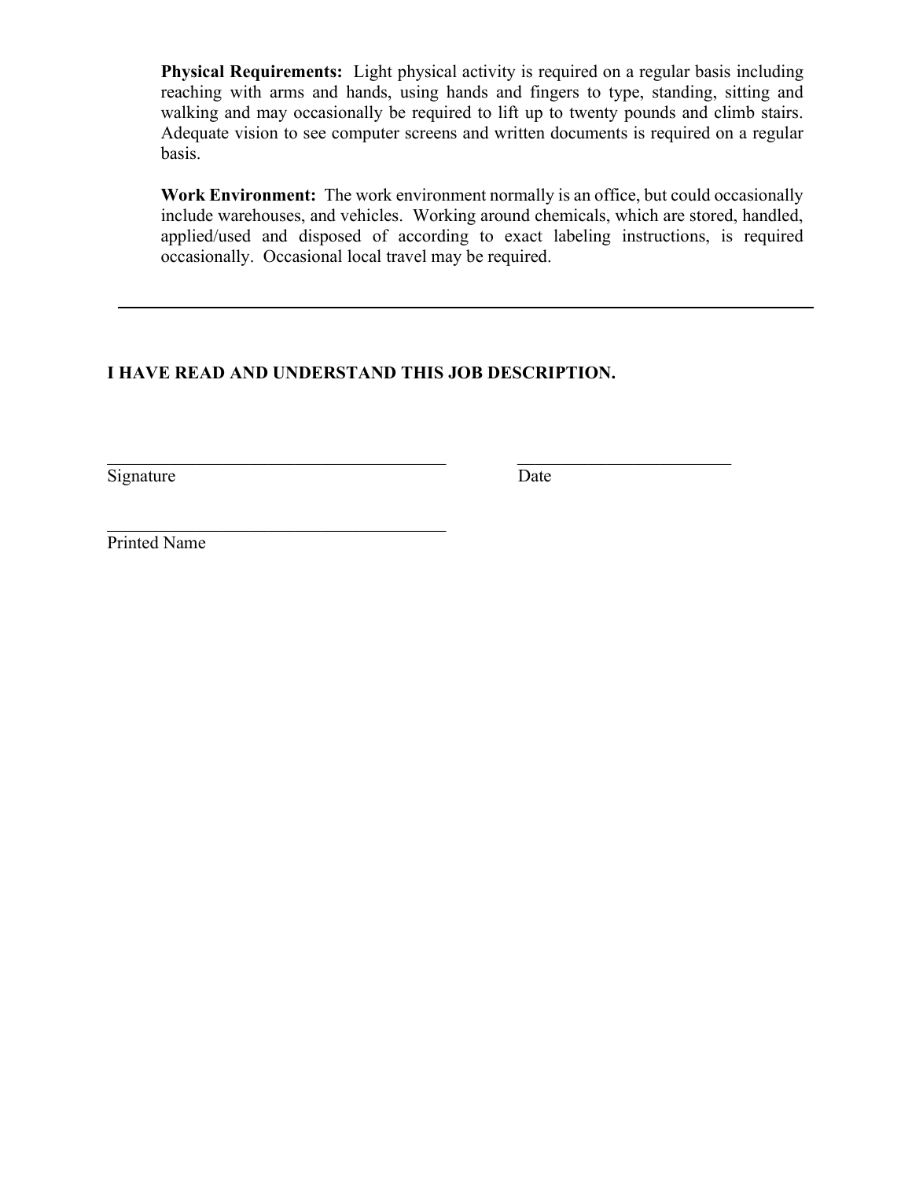**Physical Requirements:** Light physical activity is required on a regular basis including reaching with arms and hands, using hands and fingers to type, standing, sitting and walking and may occasionally be required to lift up to twenty pounds and climb stairs. Adequate vision to see computer screens and written documents is required on a regular basis.

**Work Environment:** The work environment normally is an office, but could occasionally include warehouses, and vehicles. Working around chemicals, which are stored, handled, applied/used and disposed of according to exact labeling instructions, is required occasionally. Occasional local travel may be required.

---

**I HAVE READ AND UNDERSTAND THIS JOB DESCRIPTION.**

_______________________________________ _________________________

Signature Date

_______________________________________

Printed Name